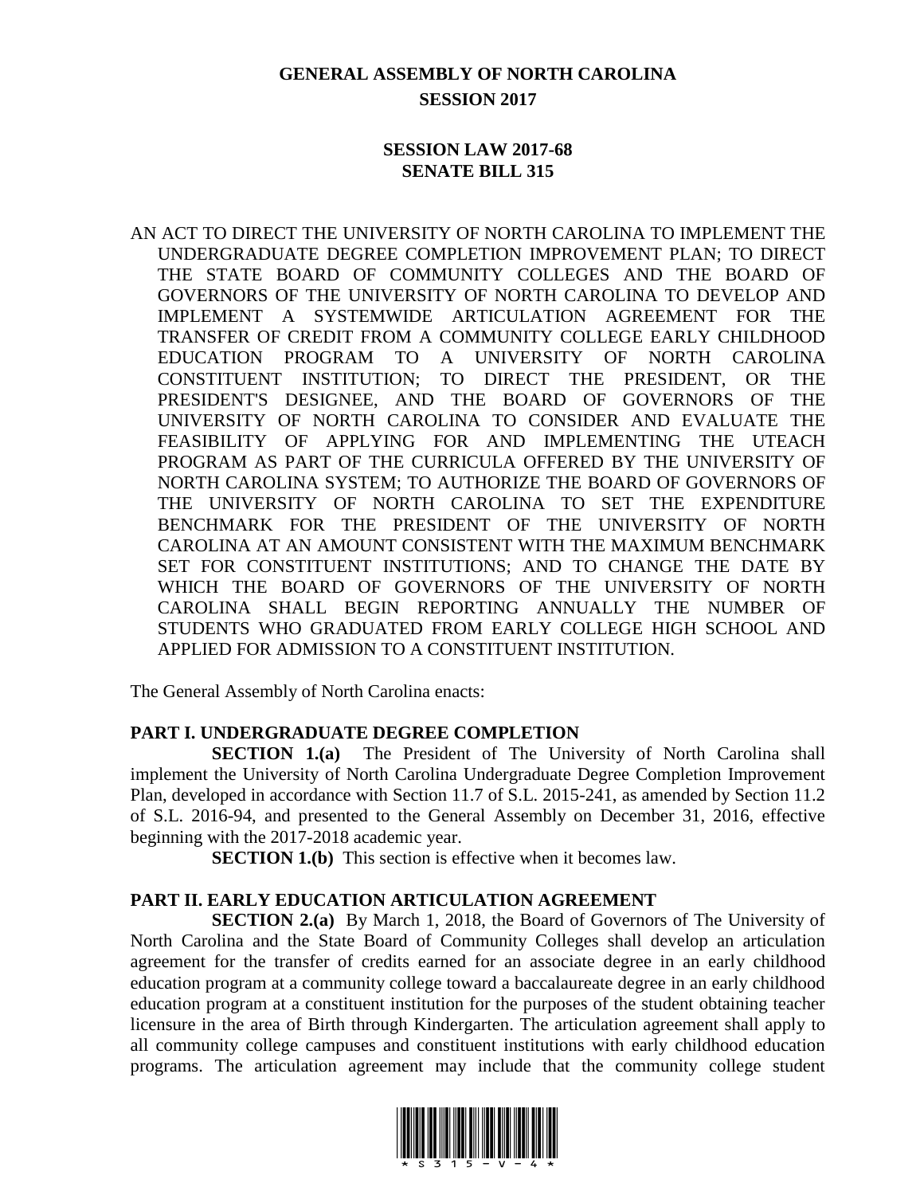# GENERAL ASSEMBLY OF NORTH CAROLINA
# SESSION 2017

## SESSION LAW 2017-68
## SENATE BILL 315

AN ACT TO DIRECT THE UNIVERSITY OF NORTH CAROLINA TO IMPLEMENT THE UNDERGRADUATE DEGREE COMPLETION IMPROVEMENT PLAN; TO DIRECT THE STATE BOARD OF COMMUNITY COLLEGES AND THE BOARD OF GOVERNORS OF THE UNIVERSITY OF NORTH CAROLINA TO DEVELOP AND IMPLEMENT A SYSTEMWIDE ARTICULATION AGREEMENT FOR THE TRANSFER OF CREDIT FROM A COMMUNITY COLLEGE EARLY CHILDHOOD EDUCATION PROGRAM TO A UNIVERSITY OF NORTH CAROLINA CONSTITUENT INSTITUTION; TO DIRECT THE PRESIDENT, OR THE PRESIDENT'S DESIGNEE, AND THE BOARD OF GOVERNORS OF THE UNIVERSITY OF NORTH CAROLINA TO CONSIDER AND EVALUATE THE FEASIBILITY OF APPLYING FOR AND IMPLEMENTING THE UTEACH PROGRAM AS PART OF THE CURRICULA OFFERED BY THE UNIVERSITY OF NORTH CAROLINA SYSTEM; TO AUTHORIZE THE BOARD OF GOVERNORS OF THE UNIVERSITY OF NORTH CAROLINA TO SET THE EXPENDITURE BENCHMARK FOR THE PRESIDENT OF THE UNIVERSITY OF NORTH CAROLINA AT AN AMOUNT CONSISTENT WITH THE MAXIMUM BENCHMARK SET FOR CONSTITUENT INSTITUTIONS; AND TO CHANGE THE DATE BY WHICH THE BOARD OF GOVERNORS OF THE UNIVERSITY OF NORTH CAROLINA SHALL BEGIN REPORTING ANNUALLY THE NUMBER OF STUDENTS WHO GRADUATED FROM EARLY COLLEGE HIGH SCHOOL AND APPLIED FOR ADMISSION TO A CONSTITUENT INSTITUTION.

The General Assembly of North Carolina enacts:

### PART I. UNDERGRADUATE DEGREE COMPLETION

**SECTION 1.(a)** The President of The University of North Carolina shall implement the University of North Carolina Undergraduate Degree Completion Improvement Plan, developed in accordance with Section 11.7 of S.L. 2015-241, as amended by Section 11.2 of S.L. 2016-94, and presented to the General Assembly on December 31, 2016, effective beginning with the 2017-2018 academic year.

**SECTION 1.(b)** This section is effective when it becomes law.

### PART II. EARLY EDUCATION ARTICULATION AGREEMENT

**SECTION 2.(a)** By March 1, 2018, the Board of Governors of The University of North Carolina and the State Board of Community Colleges shall develop an articulation agreement for the transfer of credits earned for an associate degree in an early childhood education program at a community college toward a baccalaureate degree in an early childhood education program at a constituent institution for the purposes of the student obtaining teacher licensure in the area of Birth through Kindergarten. The articulation agreement shall apply to all community college campuses and constituent institutions with early childhood education programs. The articulation agreement may include that the community college student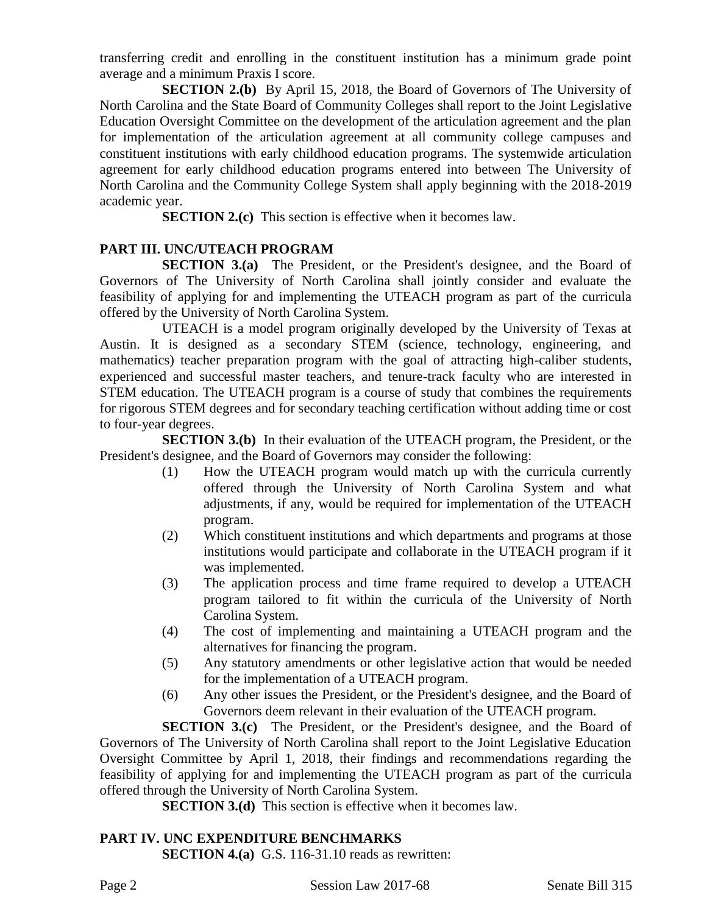transferring credit and enrolling in the constituent institution has a minimum grade point average and a minimum Praxis I score.

**SECTION 2.(b)** By April 15, 2018, the Board of Governors of The University of North Carolina and the State Board of Community Colleges shall report to the Joint Legislative Education Oversight Committee on the development of the articulation agreement and the plan for implementation of the articulation agreement at all community college campuses and constituent institutions with early childhood education programs. The systemwide articulation agreement for early childhood education programs entered into between The University of North Carolina and the Community College System shall apply beginning with the 2018-2019 academic year.

**SECTION 2.(c)** This section is effective when it becomes law.

## PART III. UNC/UTEACH PROGRAM

**SECTION 3.(a)** The President, or the President's designee, and the Board of Governors of The University of North Carolina shall jointly consider and evaluate the feasibility of applying for and implementing the UTEACH program as part of the curricula offered by the University of North Carolina System.

UTEACH is a model program originally developed by the University of Texas at Austin. It is designed as a secondary STEM (science, technology, engineering, and mathematics) teacher preparation program with the goal of attracting high-caliber students, experienced and successful master teachers, and tenure-track faculty who are interested in STEM education. The UTEACH program is a course of study that combines the requirements for rigorous STEM degrees and for secondary teaching certification without adding time or cost to four-year degrees.

**SECTION 3.(b)** In their evaluation of the UTEACH program, the President, or the President's designee, and the Board of Governors may consider the following:

(1) How the UTEACH program would match up with the curricula currently offered through the University of North Carolina System and what adjustments, if any, would be required for implementation of the UTEACH program.

(2) Which constituent institutions and which departments and programs at those institutions would participate and collaborate in the UTEACH program if it was implemented.

(3) The application process and time frame required to develop a UTEACH program tailored to fit within the curricula of the University of North Carolina System.

(4) The cost of implementing and maintaining a UTEACH program and the alternatives for financing the program.

(5) Any statutory amendments or other legislative action that would be needed for the implementation of a UTEACH program.

(6) Any other issues the President, or the President's designee, and the Board of Governors deem relevant in their evaluation of the UTEACH program.

**SECTION 3.(c)** The President, or the President's designee, and the Board of Governors of The University of North Carolina shall report to the Joint Legislative Education Oversight Committee by April 1, 2018, their findings and recommendations regarding the feasibility of applying for and implementing the UTEACH program as part of the curricula offered through the University of North Carolina System.

**SECTION 3.(d)** This section is effective when it becomes law.

## PART IV. UNC EXPENDITURE BENCHMARKS

**SECTION 4.(a)** G.S. 116-31.10 reads as rewritten: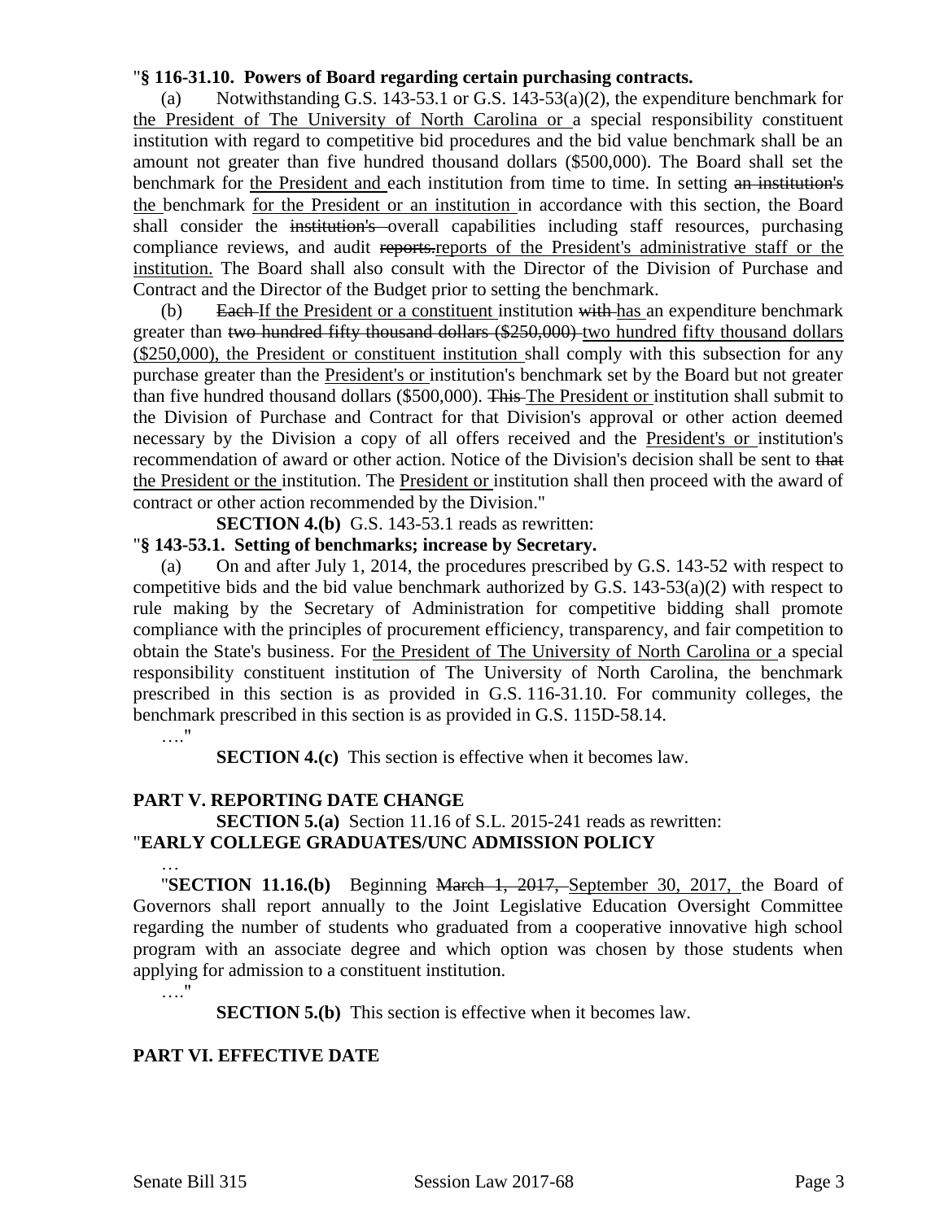"**§ 116-31.10. Powers of Board regarding certain purchasing contracts.**

(a) Notwithstanding G.S. 143-53.1 or G.S. 143-53(a)(2), the expenditure benchmark for the President of The University of North Carolina or a special responsibility constituent institution with regard to competitive bid procedures and the bid value benchmark shall be an amount not greater than five hundred thousand dollars ($500,000). The Board shall set the benchmark for the President and each institution from time to time. In setting ~~an institution's~~ the benchmark for the President or an institution in accordance with this section, the Board shall consider the ~~institution's~~ overall capabilities including staff resources, purchasing compliance reviews, and audit ~~reports.~~reports of the President's administrative staff or the institution. The Board shall also consult with the Director of the Division of Purchase and Contract and the Director of the Budget prior to setting the benchmark.

(b) ~~Each~~ If the President or a constituent institution ~~with~~ has an expenditure benchmark greater than ~~two hundred fifty thousand dollars ($250,000)~~ two hundred fifty thousand dollars ($250,000), the President or constituent institution shall comply with this subsection for any purchase greater than the President's or institution's benchmark set by the Board but not greater than five hundred thousand dollars ($500,000). ~~This~~ The President or institution shall submit to the Division of Purchase and Contract for that Division's approval or other action deemed necessary by the Division a copy of all offers received and the President's or institution's recommendation of award or other action. Notice of the Division's decision shall be sent to ~~that~~ the President or the institution. The President or institution shall then proceed with the award of contract or other action recommended by the Division."

**SECTION 4.(b)** G.S. 143-53.1 reads as rewritten:

"**§ 143-53.1. Setting of benchmarks; increase by Secretary.**

(a) On and after July 1, 2014, the procedures prescribed by G.S. 143-52 with respect to competitive bids and the bid value benchmark authorized by G.S. 143-53(a)(2) with respect to rule making by the Secretary of Administration for competitive bidding shall promote compliance with the principles of procurement efficiency, transparency, and fair competition to obtain the State's business. For the President of The University of North Carolina or a special responsibility constituent institution of The University of North Carolina, the benchmark prescribed in this section is as provided in G.S. 116-31.10. For community colleges, the benchmark prescribed in this section is as provided in G.S. 115D-58.14.

…."

**SECTION 4.(c)** This section is effective when it becomes law.

## PART V. REPORTING DATE CHANGE

**SECTION 5.(a)** Section 11.16 of S.L. 2015-241 reads as rewritten:

"**EARLY COLLEGE GRADUATES/UNC ADMISSION POLICY**

…

"**SECTION 11.16.(b)** Beginning ~~March 1, 2017,~~ September 30, 2017, the Board of Governors shall report annually to the Joint Legislative Education Oversight Committee regarding the number of students who graduated from a cooperative innovative high school program with an associate degree and which option was chosen by those students when applying for admission to a constituent institution.

…."

**SECTION 5.(b)** This section is effective when it becomes law.

## PART VI. EFFECTIVE DATE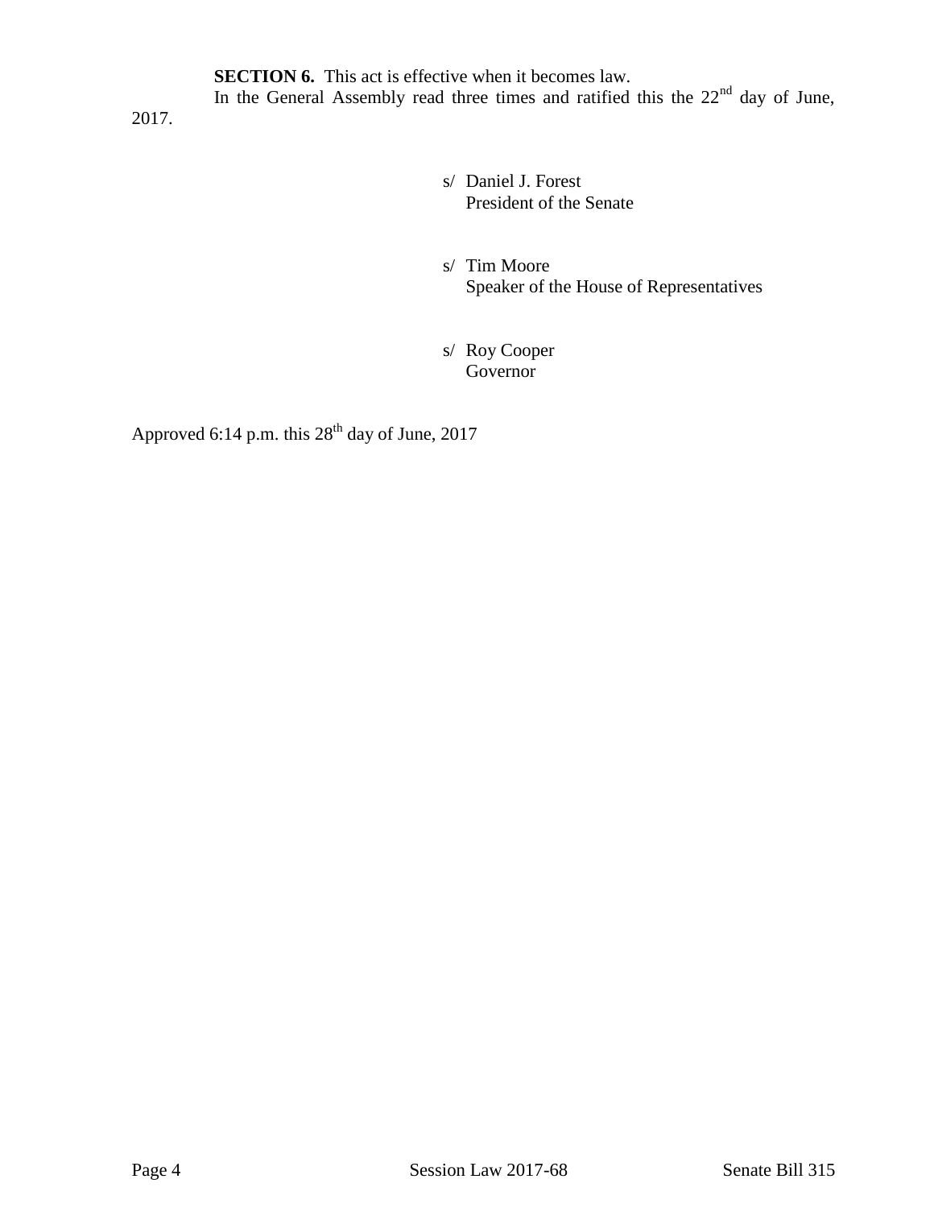**SECTION 6.** This act is effective when it becomes law.

In the General Assembly read three times and ratified this the 22nd day of June, 2017.

s/ Daniel J. Forest
President of the Senate

s/ Tim Moore
Speaker of the House of Representatives

s/ Roy Cooper
Governor

Approved 6:14 p.m. this 28th day of June, 2017